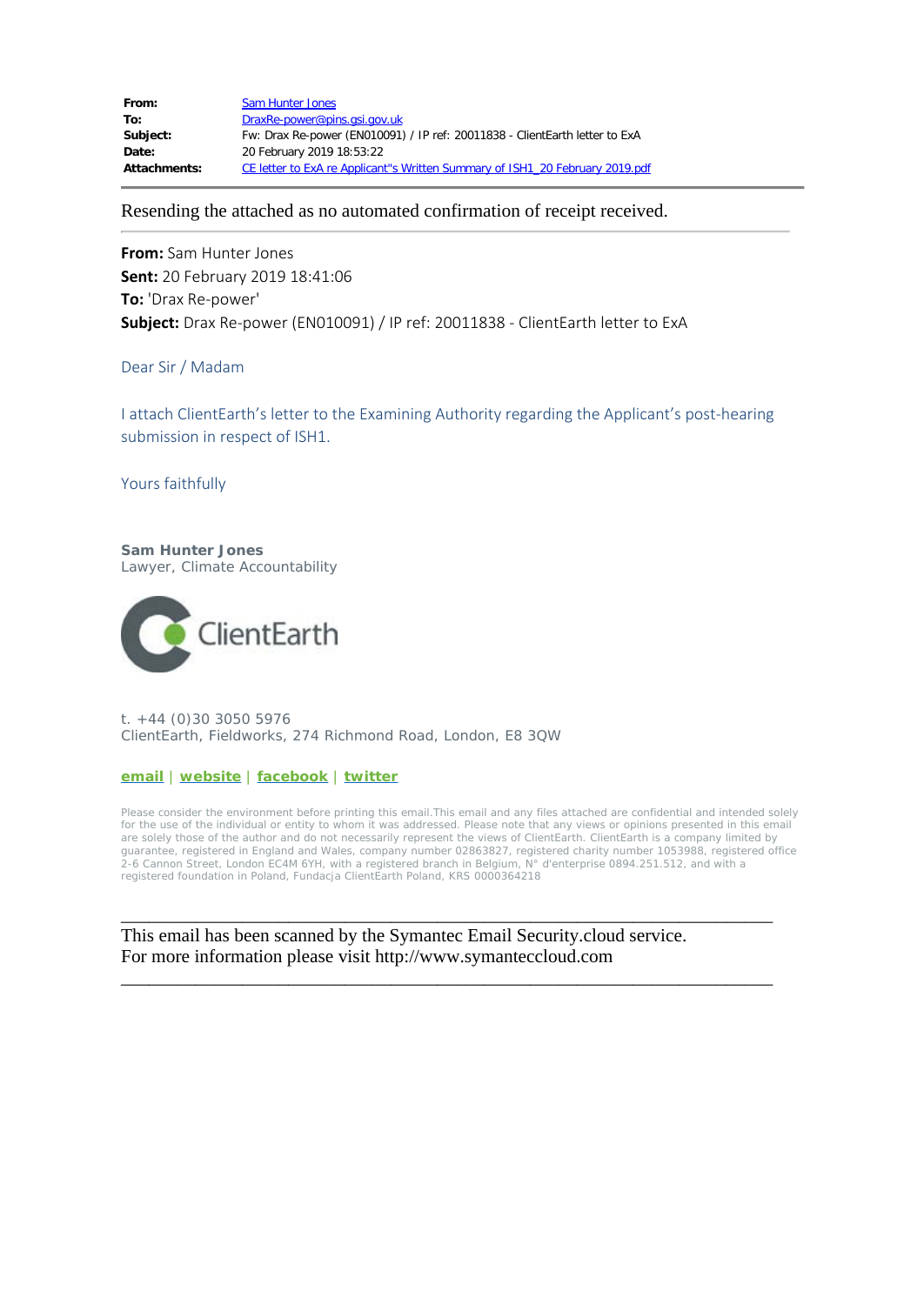**From:** Sam Hunter Jones
**To:** DraxRe-power@pins.gsi.gov.uk
**Subject:** Fw: Drax Re-power (EN010091) / IP ref: 20011838 - ClientEarth letter to ExA
**Date:** 20 February 2019 18:53:22
**Attachments:** CE letter to ExA re Applicant"s Written Summary of ISH1_20 February 2019.pdf

---

Resending the attached as no automated confirmation of receipt received.

---

**From:** Sam Hunter Jones
**Sent:** 20 February 2019 18:41:06
**To:** 'Drax Re-power'
**Subject:** Drax Re-power (EN010091) / IP ref: 20011838 - ClientEarth letter to ExA

Dear Sir / Madam

I attach ClientEarth's letter to the Examining Authority regarding the Applicant's post-hearing submission in respect of ISH1.

Yours faithfully

**Sam Hunter Jones**
Lawyer, Climate Accountability

ClientEarth

t. +44 (0)30 3050 5976
ClientEarth, Fieldworks, 274 Richmond Road, London, E8 3QW

**email** | **website** | **facebook** | **twitter**

Please consider the environment before printing this email.This email and any files attached are confidential and intended solely for the use of the individual or entity to whom it was addressed. Please note that any views or opinions presented in this email are solely those of the author and do not necessarily represent the views of ClientEarth. ClientEarth is a company limited by guarantee, registered in England and Wales, company number 02863827, registered charity number 1053988, registered office 2-6 Cannon Street, London EC4M 6YH, with a registered branch in Belgium, N° d'enterprise 0894.251.512, and with a registered foundation in Poland, Fundacja ClientEarth Poland, KRS 0000364218

---

This email has been scanned by the Symantec Email Security.cloud service.
For more information please visit http://www.symanteccloud.com

---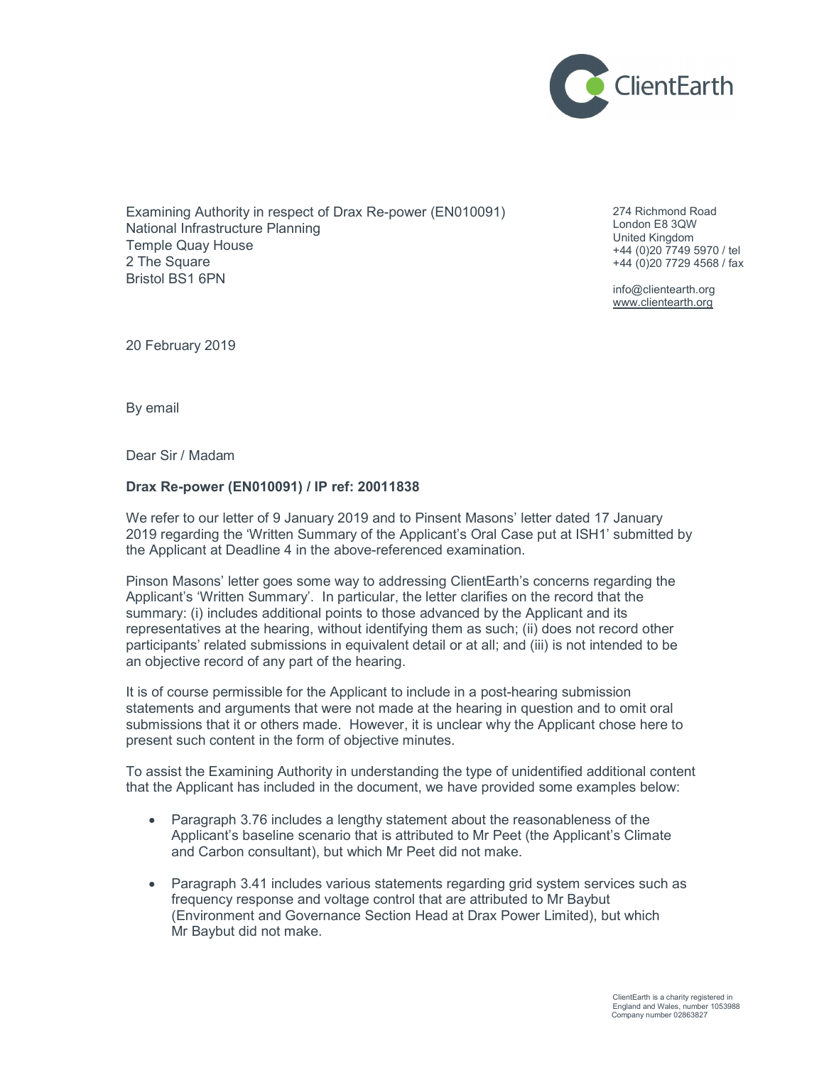Examining Authority in respect of Drax Re-power (EN010091)
National Infrastructure Planning
Temple Quay House
2 The Square
Bristol BS1 6PN

274 Richmond Road
London E8 3QW
United Kingdom
+44 (0)20 7749 5970 / tel
+44 (0)20 7729 4568 / fax

info@clientearth.org
www.clientearth.org

20 February 2019

By email

Dear Sir / Madam

**Drax Re-power (EN010091) / IP ref: 20011838**

We refer to our letter of 9 January 2019 and to Pinsent Masons' letter dated 17 January 2019 regarding the 'Written Summary of the Applicant's Oral Case put at ISH1' submitted by the Applicant at Deadline 4 in the above-referenced examination.

Pinson Masons' letter goes some way to addressing ClientEarth's concerns regarding the Applicant's 'Written Summary'. In particular, the letter clarifies on the record that the summary: (i) includes additional points to those advanced by the Applicant and its representatives at the hearing, without identifying them as such; (ii) does not record other participants' related submissions in equivalent detail or at all; and (iii) is not intended to be an objective record of any part of the hearing.

It is of course permissible for the Applicant to include in a post-hearing submission statements and arguments that were not made at the hearing in question and to omit oral submissions that it or others made. However, it is unclear why the Applicant chose here to present such content in the form of objective minutes.

To assist the Examining Authority in understanding the type of unidentified additional content that the Applicant has included in the document, we have provided some examples below:

- Paragraph 3.76 includes a lengthy statement about the reasonableness of the Applicant's baseline scenario that is attributed to Mr Peet (the Applicant's Climate and Carbon consultant), but which Mr Peet did not make.
- Paragraph 3.41 includes various statements regarding grid system services such as frequency response and voltage control that are attributed to Mr Baybut (Environment and Governance Section Head at Drax Power Limited), but which Mr Baybut did not make.

ClientEarth is a charity registered in England and Wales, number 1053988
Company number 02863827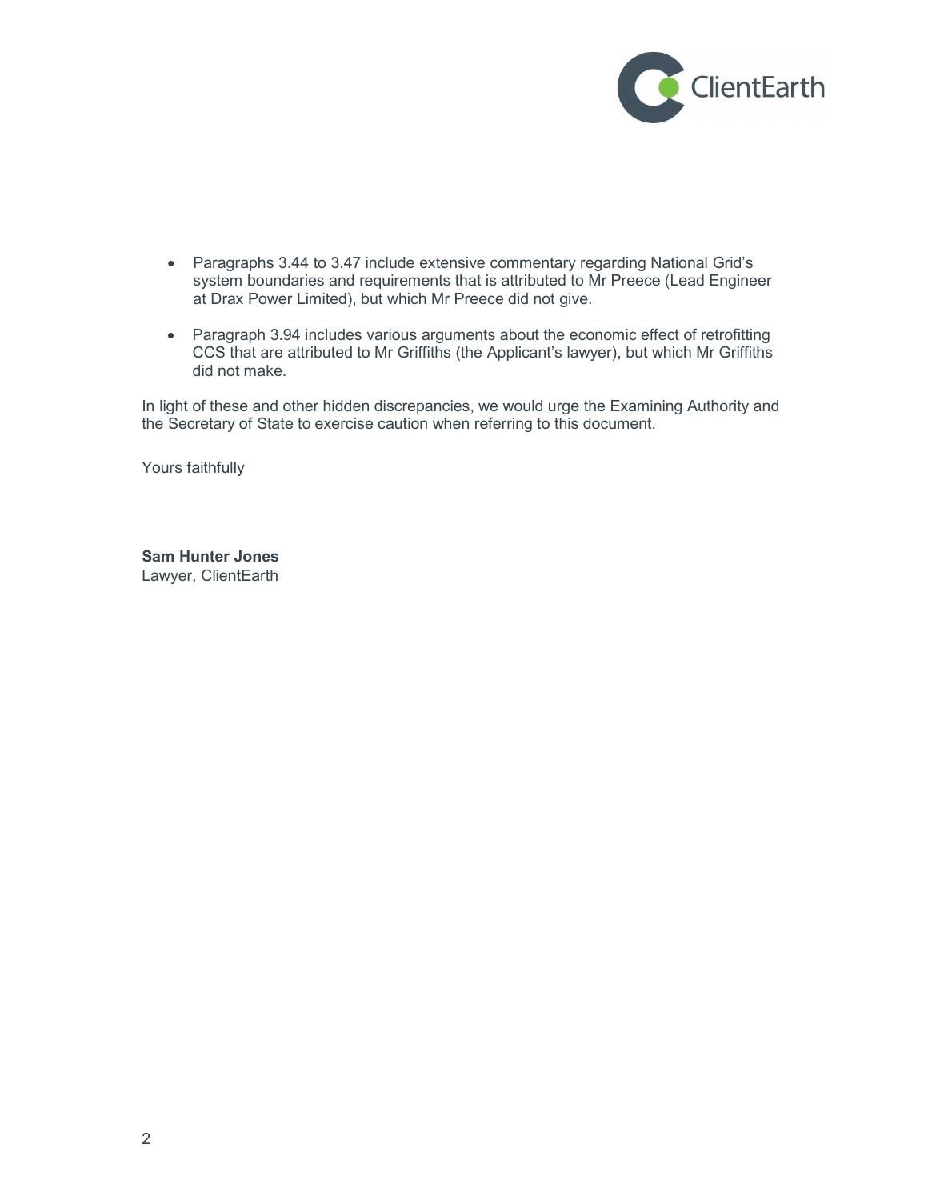- Paragraphs 3.44 to 3.47 include extensive commentary regarding National Grid's system boundaries and requirements that is attributed to Mr Preece (Lead Engineer at Drax Power Limited), but which Mr Preece did not give.

- Paragraph 3.94 includes various arguments about the economic effect of retrofitting CCS that are attributed to Mr Griffiths (the Applicant's lawyer), but which Mr Griffiths did not make.

In light of these and other hidden discrepancies, we would urge the Examining Authority and the Secretary of State to exercise caution when referring to this document.

Yours faithfully

**Sam Hunter Jones**
Lawyer, ClientEarth